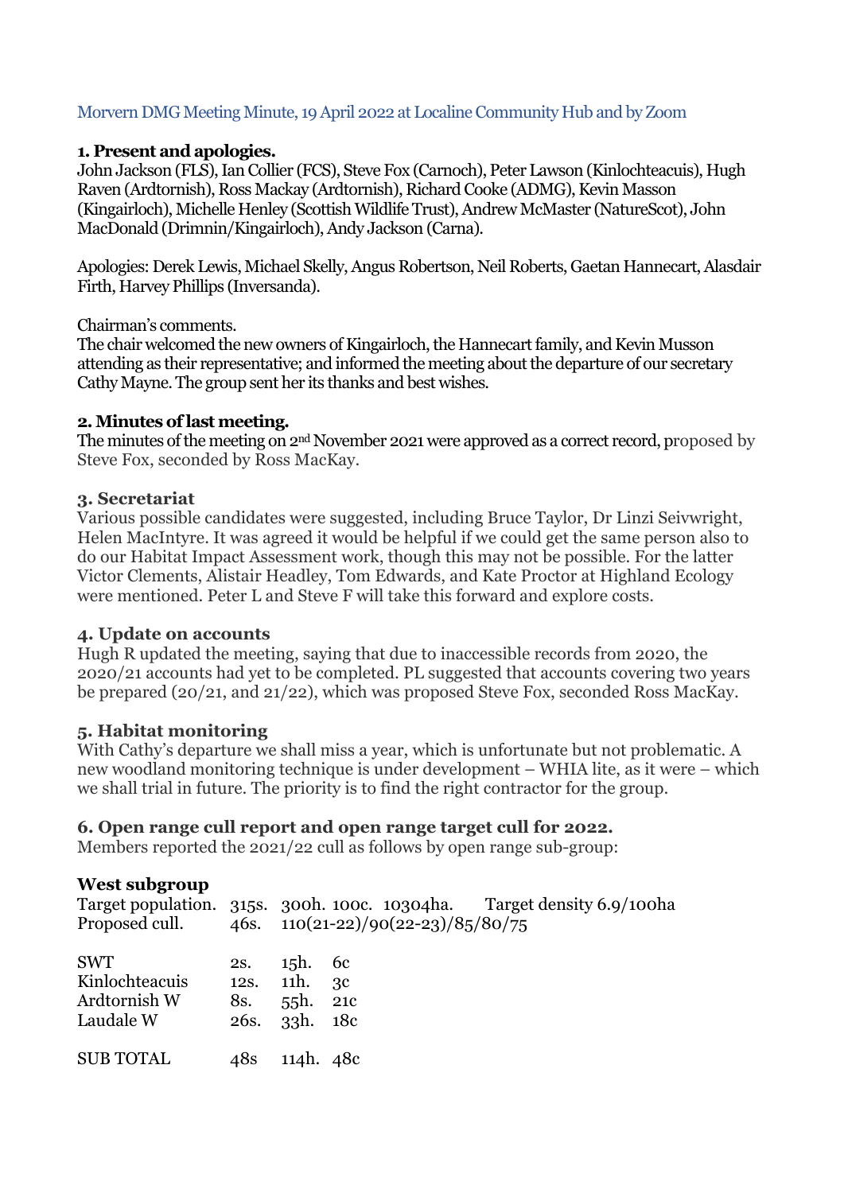Morvern DMG Meeting Minute, 19 April 2022 at Localine Community Hub and by Zoom

**1. Present and apologies.**
John Jackson (FLS), Ian Collier (FCS), Steve Fox (Carnoch), Peter Lawson (Kinlochteacuis), Hugh Raven (Ardtornish), Ross Mackay (Ardtornish), Richard Cooke (ADMG), Kevin Masson (Kingairloch), Michelle Henley (Scottish Wildlife Trust), Andrew McMaster (NatureScot), John MacDonald (Drimnin/Kingairloch), Andy Jackson (Carna).

Apologies: Derek Lewis, Michael Skelly, Angus Robertson, Neil Roberts, Gaetan Hannecart, Alasdair Firth, Harvey Phillips (Inversanda).

Chairman's comments.
The chair welcomed the new owners of Kingairloch, the Hannecart family, and Kevin Musson attending as their representative; and informed the meeting about the departure of our secretary Cathy Mayne. The group sent her its thanks and best wishes.

**2. Minutes of last meeting.**
The minutes of the meeting on 2nd November 2021 were approved as a correct record, proposed by Steve Fox, seconded by Ross MacKay.

**3. Secretariat**
Various possible candidates were suggested, including Bruce Taylor, Dr Linzi Seivwright, Helen MacIntyre. It was agreed it would be helpful if we could get the same person also to do our Habitat Impact Assessment work, though this may not be possible. For the latter Victor Clements, Alistair Headley, Tom Edwards, and Kate Proctor at Highland Ecology were mentioned. Peter L and Steve F will take this forward and explore costs.

**4. Update on accounts**
Hugh R updated the meeting, saying that due to inaccessible records from 2020, the 2020/21 accounts had yet to be completed. PL suggested that accounts covering two years be prepared (20/21, and 21/22), which was proposed Steve Fox, seconded Ross MacKay.

**5. Habitat monitoring**
With Cathy's departure we shall miss a year, which is unfortunate but not problematic. A new woodland monitoring technique is under development – WHIA lite, as it were – which we shall trial in future. The priority is to find the right contractor for the group.

**6. Open range cull report and open range target cull for 2022.**
Members reported the 2021/22 cull as follows by open range sub-group:

**West subgroup**

Target population. 315s. 300h. 100c. 10304ha. Target density 6.9/100ha
Proposed cull. 46s. 110(21-22)/90(22-23)/85/80/75

| | | | |
|---|---|---|---|
| SWT | 2s. | 15h. | 6c |
| Kinlochteacuis | 12s. | 11h. | 3c |
| Ardtornish W | 8s. | 55h. | 21c |
| Laudale W | 26s. | 33h. | 18c |
| SUB TOTAL | 48s | 114h. | 48c |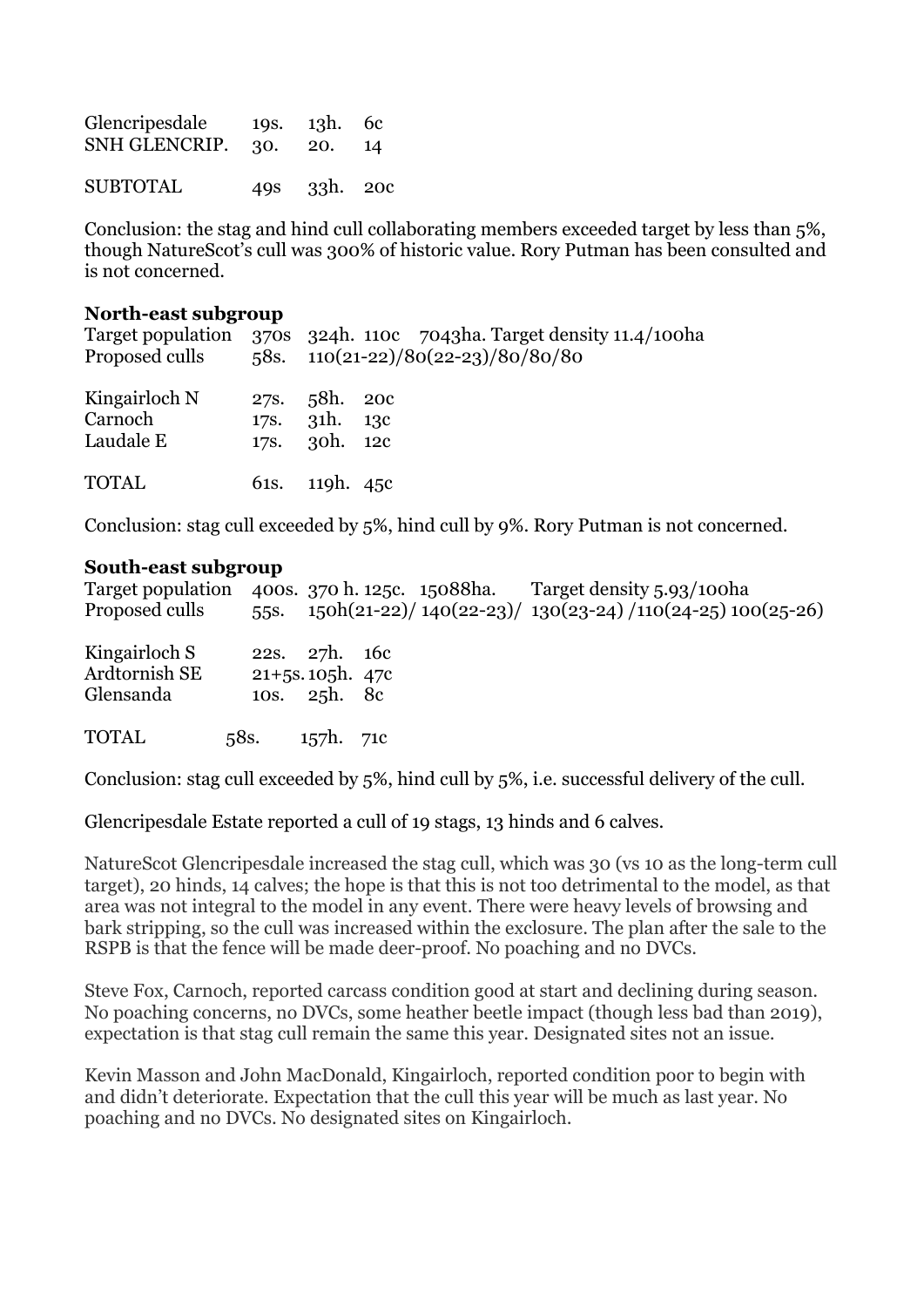| | | | |
|---|---|---|---|
| Glencripesdale | 19s. | 13h. | 6c |
| SNH GLENCRIP. | 30. | 20. | 14 |
| | | | |
| SUBTOTAL | 49s | 33h. | 20c |

Conclusion: the stag and hind cull collaborating members exceeded target by less than 5%, though NatureScot's cull was 300% of historic value. Rory Putman has been consulted and is not concerned.

**North-east subgroup**

Target population 370s 324h. 110c 7043ha. Target density 11.4/100ha
Proposed culls 58s. 110(21-22)/80(22-23)/80/80/80

| | | | |
|---|---|---|---|
| Kingairloch N | 27s. | 58h. | 20c |
| Carnoch | 17s. | 31h. | 13c |
| Laudale E | 17s. | 30h. | 12c |
| | | | |
| TOTAL | 61s. | 119h. | 45c |

Conclusion: stag cull exceeded by 5%, hind cull by 9%. Rory Putman is not concerned.

**South-east subgroup**

Target population 400s. 370 h. 125c. 15088ha. Target density 5.93/100ha
Proposed culls 55s. 150h(21-22)/ 140(22-23)/ 130(23-24) /110(24-25) 100(25-26)

| | | | |
|---|---|---|---|
| Kingairloch S | 22s. | 27h. | 16c |
| Ardtornish SE | 21+5s. | 105h. | 47c |
| Glensanda | 10s. | 25h. | 8c |
| | | | |
| TOTAL | 58s. | 157h. | 71c |

Conclusion: stag cull exceeded by 5%, hind cull by 5%, i.e. successful delivery of the cull.

Glencripesdale Estate reported a cull of 19 stags, 13 hinds and 6 calves.

NatureScot Glencripesdale increased the stag cull, which was 30 (vs 10 as the long-term cull target), 20 hinds, 14 calves; the hope is that this is not too detrimental to the model, as that area was not integral to the model in any event. There were heavy levels of browsing and bark stripping, so the cull was increased within the exclosure. The plan after the sale to the RSPB is that the fence will be made deer-proof. No poaching and no DVCs.

Steve Fox, Carnoch, reported carcass condition good at start and declining during season. No poaching concerns, no DVCs, some heather beetle impact (though less bad than 2019), expectation is that stag cull remain the same this year. Designated sites not an issue.

Kevin Masson and John MacDonald, Kingairloch, reported condition poor to begin with and didn't deteriorate. Expectation that the cull this year will be much as last year. No poaching and no DVCs. No designated sites on Kingairloch.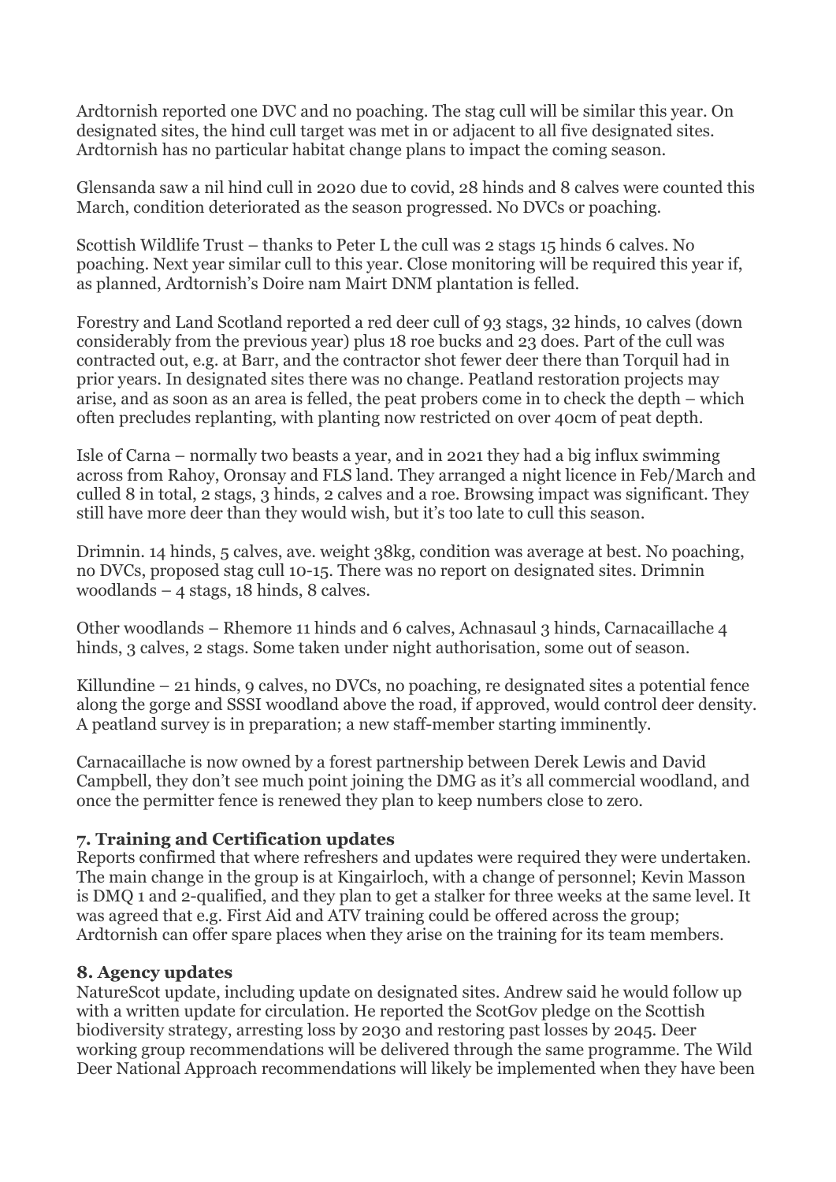Ardtornish reported one DVC and no poaching. The stag cull will be similar this year. On designated sites, the hind cull target was met in or adjacent to all five designated sites. Ardtornish has no particular habitat change plans to impact the coming season.

Glensanda saw a nil hind cull in 2020 due to covid, 28 hinds and 8 calves were counted this March, condition deteriorated as the season progressed. No DVCs or poaching.

Scottish Wildlife Trust – thanks to Peter L the cull was 2 stags 15 hinds 6 calves. No poaching. Next year similar cull to this year. Close monitoring will be required this year if, as planned, Ardtornish's Doire nam Mairt DNM plantation is felled.

Forestry and Land Scotland reported a red deer cull of 93 stags, 32 hinds, 10 calves (down considerably from the previous year) plus 18 roe bucks and 23 does. Part of the cull was contracted out, e.g. at Barr, and the contractor shot fewer deer there than Torquil had in prior years. In designated sites there was no change. Peatland restoration projects may arise, and as soon as an area is felled, the peat probers come in to check the depth – which often precludes replanting, with planting now restricted on over 40cm of peat depth.

Isle of Carna – normally two beasts a year, and in 2021 they had a big influx swimming across from Rahoy, Oronsay and FLS land. They arranged a night licence in Feb/March and culled 8 in total, 2 stags, 3 hinds, 2 calves and a roe. Browsing impact was significant. They still have more deer than they would wish, but it's too late to cull this season.

Drimnin. 14 hinds, 5 calves, ave. weight 38kg, condition was average at best. No poaching, no DVCs, proposed stag cull 10-15. There was no report on designated sites. Drimnin woodlands – 4 stags, 18 hinds, 8 calves.

Other woodlands – Rhemore 11 hinds and 6 calves, Achnasaul 3 hinds, Carnacaillache 4 hinds, 3 calves, 2 stags. Some taken under night authorisation, some out of season.

Killundine – 21 hinds, 9 calves, no DVCs, no poaching, re designated sites a potential fence along the gorge and SSSI woodland above the road, if approved, would control deer density. A peatland survey is in preparation; a new staff-member starting imminently.

Carnacaillache is now owned by a forest partnership between Derek Lewis and David Campbell, they don't see much point joining the DMG as it's all commercial woodland, and once the permitter fence is renewed they plan to keep numbers close to zero.

### 7. Training and Certification updates

Reports confirmed that where refreshers and updates were required they were undertaken. The main change in the group is at Kingairloch, with a change of personnel; Kevin Masson is DMQ 1 and 2-qualified, and they plan to get a stalker for three weeks at the same level. It was agreed that e.g. First Aid and ATV training could be offered across the group; Ardtornish can offer spare places when they arise on the training for its team members.

### 8. Agency updates

NatureScot update, including update on designated sites. Andrew said he would follow up with a written update for circulation. He reported the ScotGov pledge on the Scottish biodiversity strategy, arresting loss by 2030 and restoring past losses by 2045. Deer working group recommendations will be delivered through the same programme. The Wild Deer National Approach recommendations will likely be implemented when they have been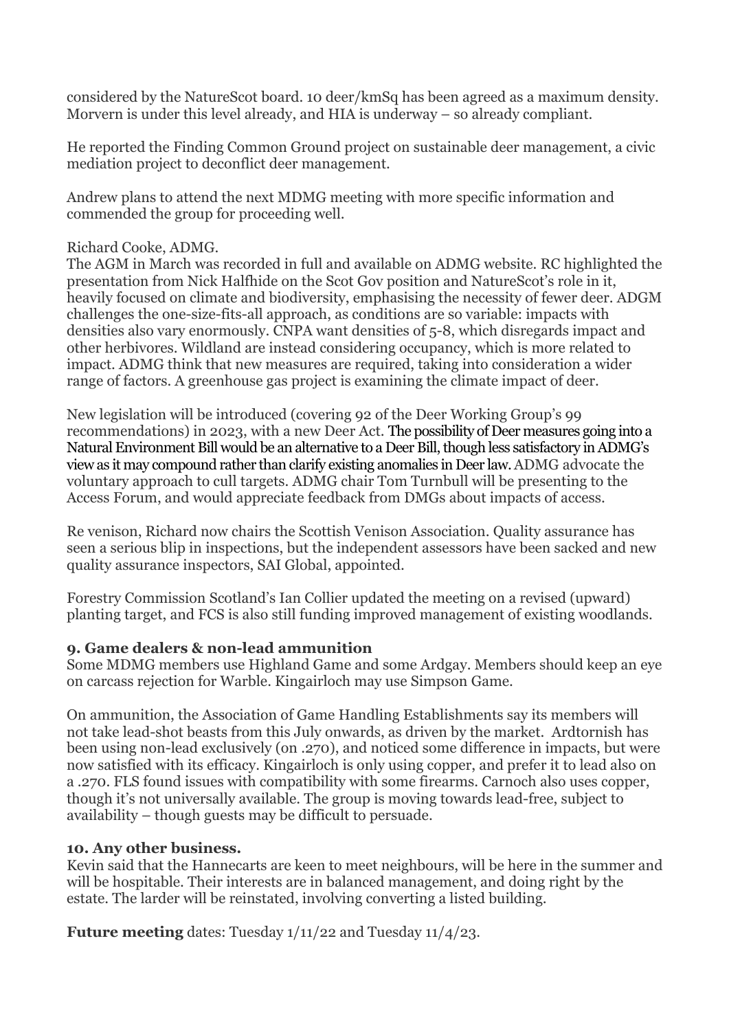considered by the NatureScot board. 10 deer/kmSq has been agreed as a maximum density. Morvern is under this level already, and HIA is underway – so already compliant.

He reported the Finding Common Ground project on sustainable deer management, a civic mediation project to deconflict deer management.

Andrew plans to attend the next MDMG meeting with more specific information and commended the group for proceeding well.

Richard Cooke, ADMG.
The AGM in March was recorded in full and available on ADMG website. RC highlighted the presentation from Nick Halfhide on the Scot Gov position and NatureScot's role in it, heavily focused on climate and biodiversity, emphasising the necessity of fewer deer. ADGM challenges the one-size-fits-all approach, as conditions are so variable: impacts with densities also vary enormously. CNPA want densities of 5-8, which disregards impact and other herbivores. Wildland are instead considering occupancy, which is more related to impact. ADMG think that new measures are required, taking into consideration a wider range of factors. A greenhouse gas project is examining the climate impact of deer.

New legislation will be introduced (covering 92 of the Deer Working Group's 99 recommendations) in 2023, with a new Deer Act. The possibility of Deer measures going into a Natural Environment Bill would be an alternative to a Deer Bill, though less satisfactory in ADMG's view as it may compound rather than clarify existing anomalies in Deer law. ADMG advocate the voluntary approach to cull targets. ADMG chair Tom Turnbull will be presenting to the Access Forum, and would appreciate feedback from DMGs about impacts of access.

Re venison, Richard now chairs the Scottish Venison Association. Quality assurance has seen a serious blip in inspections, but the independent assessors have been sacked and new quality assurance inspectors, SAI Global, appointed.

Forestry Commission Scotland's Ian Collier updated the meeting on a revised (upward) planting target, and FCS is also still funding improved management of existing woodlands.

**9. Game dealers & non-lead ammunition**

Some MDMG members use Highland Game and some Ardgay. Members should keep an eye on carcass rejection for Warble. Kingairloch may use Simpson Game.

On ammunition, the Association of Game Handling Establishments say its members will not take lead-shot beasts from this July onwards, as driven by the market. Ardtornish has been using non-lead exclusively (on .270), and noticed some difference in impacts, but were now satisfied with its efficacy. Kingairloch is only using copper, and prefer it to lead also on a .270. FLS found issues with compatibility with some firearms. Carnoch also uses copper, though it's not universally available. The group is moving towards lead-free, subject to availability – though guests may be difficult to persuade.

**10. Any other business.**

Kevin said that the Hannecarts are keen to meet neighbours, will be here in the summer and will be hospitable. Their interests are in balanced management, and doing right by the estate. The larder will be reinstated, involving converting a listed building.

**Future meeting** dates: Tuesday 1/11/22 and Tuesday 11/4/23.